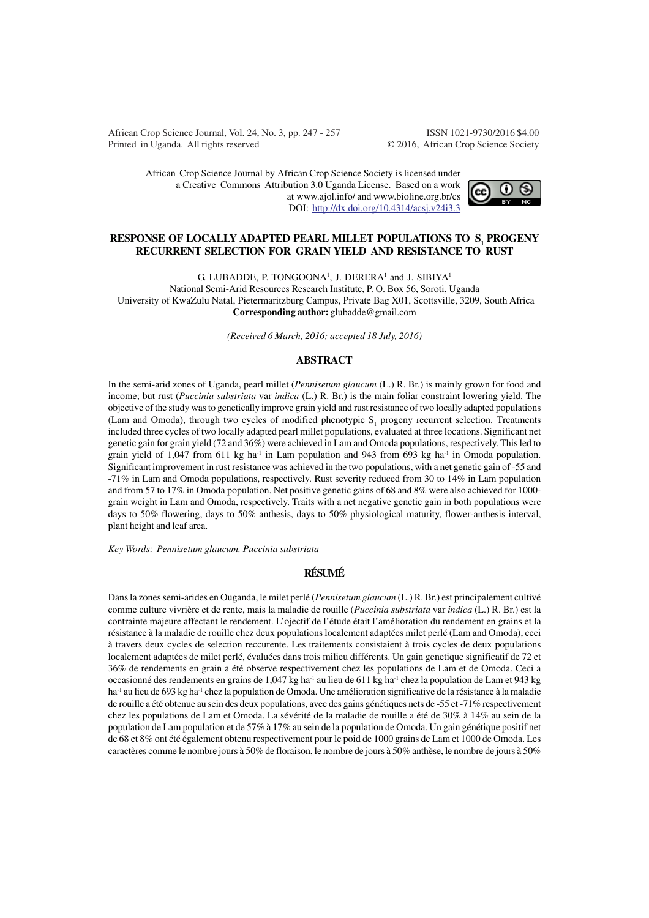African Crop Science Journal, Vol. 24, No. 3, pp. 247 - 257
Printed in Uganda. All rights reserved

ISSN 1021-9730/2016 $4.00
© 2016, African Crop Science Society

African Crop Science Journal by African Crop Science Society is licensed under a Creative Commons Attribution 3.0 Uganda License. Based on a work at www.ajol.info/ and www.bioline.org.br/cs
DOI: http://dx.doi.org/10.4314/acsj.v24i3.3

# RESPONSE OF LOCALLY ADAPTED PEARL MILLET POPULATIONS TO $S_1$ PROGENY RECURRENT SELECTION FOR GRAIN YIELD AND RESISTANCE TO RUST

G. LUBADDE, P. TONGOONA[1], J. DERERA[1] and J. SIBIYA[1]

National Semi-Arid Resources Research Institute, P. O. Box 56, Soroti, Uganda
[1]University of KwaZulu Natal, Pietermaritzburg Campus, Private Bag X01, Scottsville, 3209, South Africa
**Corresponding author:** glubadde@gmail.com

*(Received 6 March, 2016; accepted 18 July, 2016)*

## ABSTRACT

In the semi-arid zones of Uganda, pearl millet (*Pennisetum glaucum* (L.) R. Br.) is mainly grown for food and income; but rust (*Puccinia substriata* var *indica* (L.) R. Br.) is the main foliar constraint lowering yield. The objective of the study was to genetically improve grain yield and rust resistance of two locally adapted populations (Lam and Omoda), through two cycles of modified phenotypic $S_1$ progeny recurrent selection. Treatments included three cycles of two locally adapted pearl millet populations, evaluated at three locations. Significant net genetic gain for grain yield (72 and 36%) were achieved in Lam and Omoda populations, respectively. This led to grain yield of 1,047 from 611 kg ha$^{-1}$ in Lam population and 943 from 693 kg ha$^{-1}$ in Omoda population. Significant improvement in rust resistance was achieved in the two populations, with a net genetic gain of -55 and -71% in Lam and Omoda populations, respectively. Rust severity reduced from 30 to 14% in Lam population and from 57 to 17% in Omoda population. Net positive genetic gains of 68 and 8% were also achieved for 1000-grain weight in Lam and Omoda, respectively. Traits with a net negative genetic gain in both populations were days to 50% flowering, days to 50% anthesis, days to 50% physiological maturity, flower-anthesis interval, plant height and leaf area.

*Key Words*: *Pennisetum glaucum, Puccinia substriata*

## RÉSUMÉ

Dans la zones semi-arides en Ouganda, le milet perlé (*Pennisetum glaucum* (L.) R. Br.) est principalement cultivé comme culture vivrière et de rente, mais la maladie de rouille (*Puccinia substriata* var *indica* (L.) R. Br.) est la contrainte majeure affectant le rendement. L'ojectif de l'étude était l'amélioration du rendement en grains et la résistance à la maladie de rouille chez deux populations localement adaptées milet perlé (Lam and Omoda), ceci à travers deux cycles de selection reccurente. Les traitements consistaient à trois cycles de deux populations localement adaptées de milet perlé, évaluées dans trois milieu différents. Un gain genetique significatif de 72 et 36% de rendements en grain a été observe respectivement chez les populations de Lam et de Omoda. Ceci a occasionné des rendements en grains de 1,047 kg ha$^{-1}$ au lieu de 611 kg ha$^{-1}$ chez la population de Lam et 943 kg ha$^{-1}$ au lieu de 693 kg ha$^{-1}$ chez la population de Omoda. Une amélioration significative de la résistance à la maladie de rouille a été obtenue au sein des deux populations, avec des gains génétiques nets de -55 et -71% respectivement chez les populations de Lam et Omoda. La sévérité de la maladie de rouille a été de 30% à 14% au sein de la population de Lam population et de 57% à 17% au sein de la population de Omoda. Un gain génétique positif net de 68 et 8% ont été également obtenu respectivement pour le poid de 1000 grains de Lam et 1000 de Omoda. Les caractères comme le nombre jours à 50% de floraison, le nombre de jours à 50% anthèse, le nombre de jours à 50%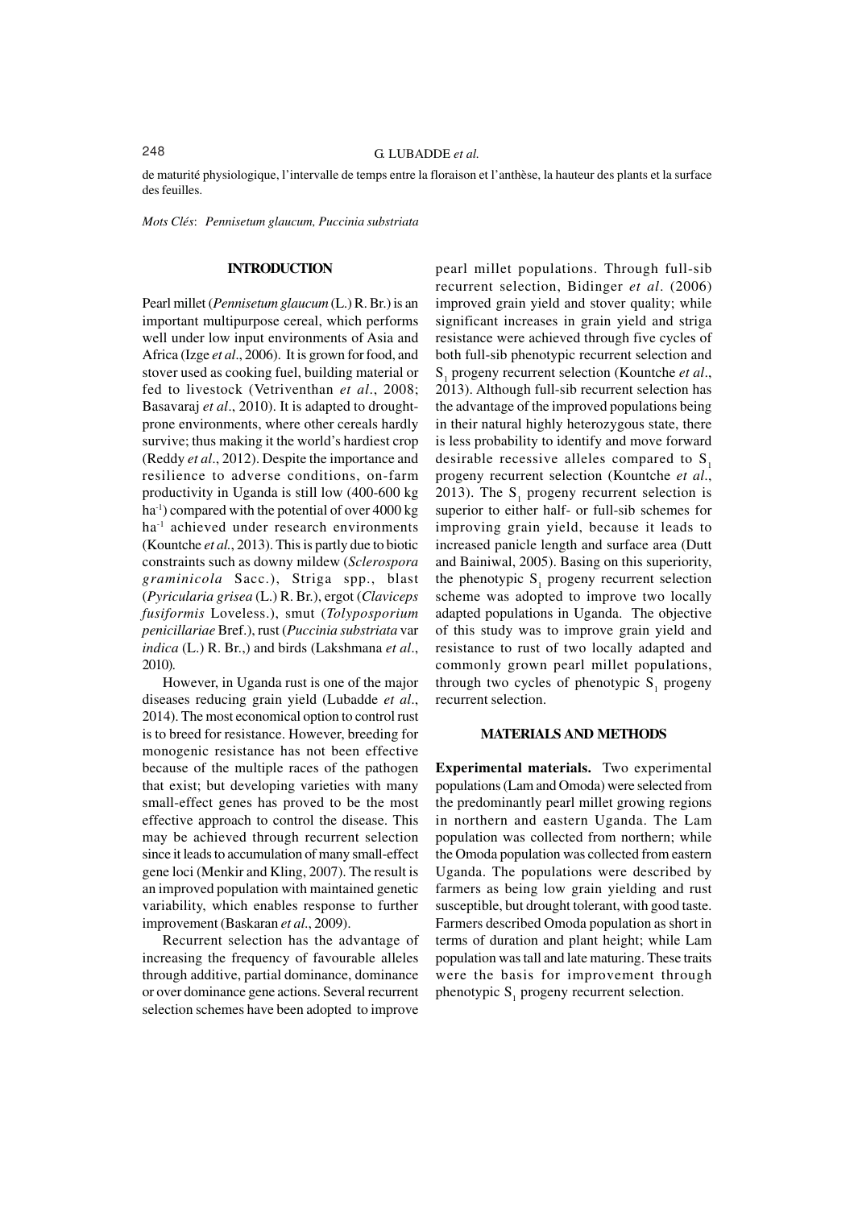de maturité physiologique, l'intervalle de temps entre la floraison et l'anthèse, la hauteur des plants et la surface des feuilles.

*Mots Clés*: *Pennisetum glaucum, Puccinia substriata*

## INTRODUCTION

Pearl millet (*Pennisetum glaucum* (L.) R. Br.) is an important multipurpose cereal, which performs well under low input environments of Asia and Africa (Izge *et al*., 2006). It is grown for food, and stover used as cooking fuel, building material or fed to livestock (Vetriventhan *et al*., 2008; Basavaraj *et al*., 2010). It is adapted to drought-prone environments, where other cereals hardly survive; thus making it the world's hardiest crop (Reddy *et al*., 2012). Despite the importance and resilience to adverse conditions, on-farm productivity in Uganda is still low (400-600 kg ha$^{-1}$) compared with the potential of over 4000 kg ha$^{-1}$ achieved under research environments (Kountche *et al.*, 2013). This is partly due to biotic constraints such as downy mildew (*Sclerospora graminicola* Sacc.), Striga spp., blast (*Pyricularia grisea* (L.) R. Br.), ergot (*Claviceps fusiformis* Loveless.), smut (*Tolyposporium penicillariae* Bref.), rust (*Puccinia substriata* var *indica* (L.) R. Br.,) and birds (Lakshmana *et al*., 2010).

However, in Uganda rust is one of the major diseases reducing grain yield (Lubadde *et al*., 2014). The most economical option to control rust is to breed for resistance. However, breeding for monogenic resistance has not been effective because of the multiple races of the pathogen that exist; but developing varieties with many small-effect genes has proved to be the most effective approach to control the disease. This may be achieved through recurrent selection since it leads to accumulation of many small-effect gene loci (Menkir and Kling, 2007). The result is an improved population with maintained genetic variability, which enables response to further improvement (Baskaran *et al*., 2009).

Recurrent selection has the advantage of increasing the frequency of favourable alleles through additive, partial dominance, dominance or over dominance gene actions. Several recurrent selection schemes have been adopted to improve pearl millet populations. Through full-sib recurrent selection, Bidinger *et al*. (2006) improved grain yield and stover quality; while significant increases in grain yield and striga resistance were achieved through five cycles of both full-sib phenotypic recurrent selection and $S_1$ progeny recurrent selection (Kountche *et al*., 2013). Although full-sib recurrent selection has the advantage of the improved populations being in their natural highly heterozygous state, there is less probability to identify and move forward desirable recessive alleles compared to $S_1$ progeny recurrent selection (Kountche *et al*., 2013). The $S_1$ progeny recurrent selection is superior to either half- or full-sib schemes for improving grain yield, because it leads to increased panicle length and surface area (Dutt and Bainiwal, 2005). Basing on this superiority, the phenotypic $S_1$ progeny recurrent selection scheme was adopted to improve two locally adapted populations in Uganda. The objective of this study was to improve grain yield and resistance to rust of two locally adapted and commonly grown pearl millet populations, through two cycles of phenotypic $S_1$ progeny recurrent selection.

## MATERIALS AND METHODS

**Experimental materials.** Two experimental populations (Lam and Omoda) were selected from the predominantly pearl millet growing regions in northern and eastern Uganda. The Lam population was collected from northern; while the Omoda population was collected from eastern Uganda. The populations were described by farmers as being low grain yielding and rust susceptible, but drought tolerant, with good taste. Farmers described Omoda population as short in terms of duration and plant height; while Lam population was tall and late maturing. These traits were the basis for improvement through phenotypic $S_1$ progeny recurrent selection.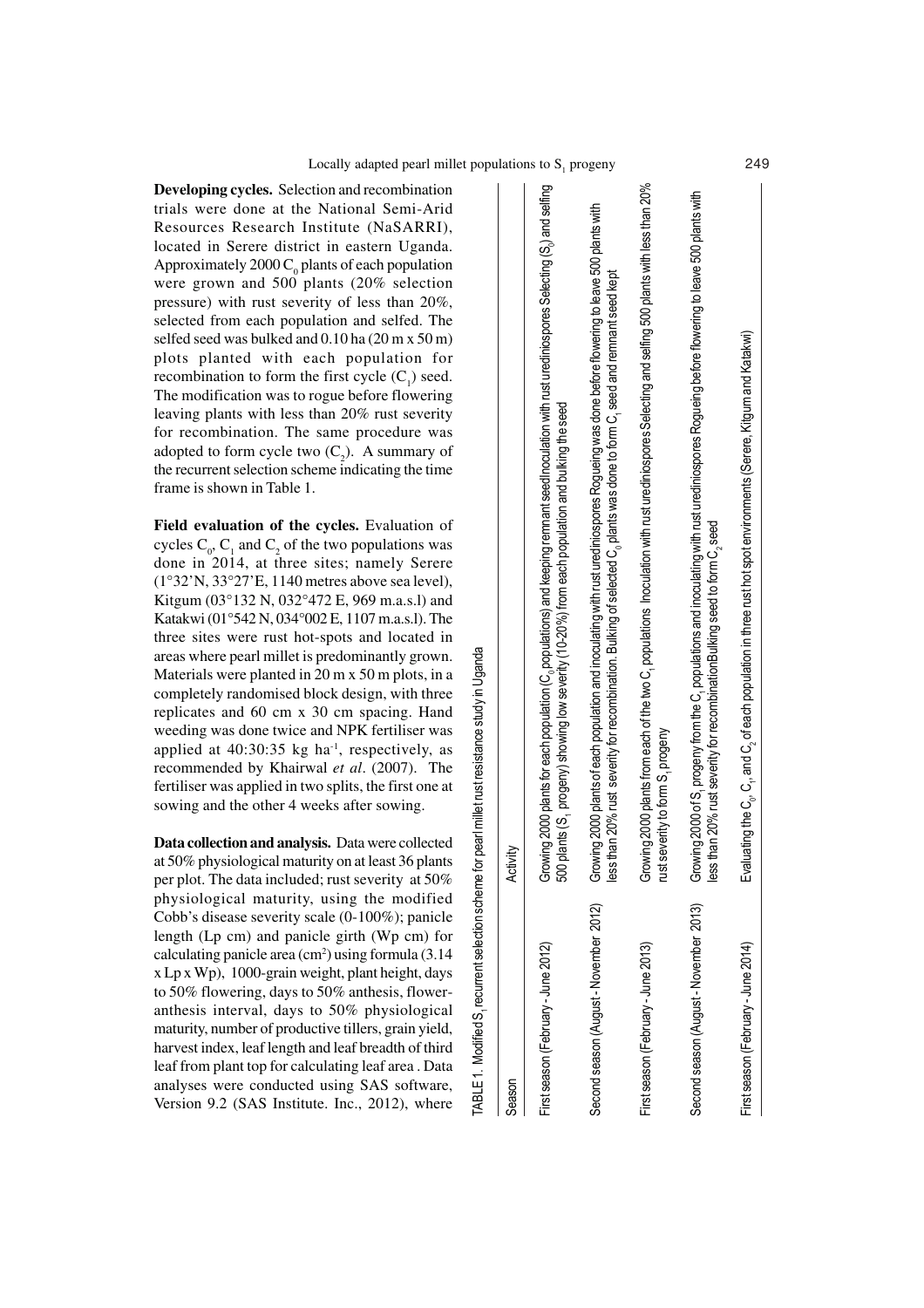**Developing cycles.** Selection and recombination trials were done at the National Semi-Arid Resources Research Institute (NaSARRI), located in Serere district in eastern Uganda. Approximately 2000 $C_0$ plants of each population were grown and 500 plants (20% selection pressure) with rust severity of less than 20%, selected from each population and selfed. The selfed seed was bulked and 0.10 ha (20 m x 50 m) plots planted with each population for recombination to form the first cycle ($C_1$) seed. The modification was to rogue before flowering leaving plants with less than 20% rust severity for recombination. The same procedure was adopted to form cycle two ($C_2$). A summary of the recurrent selection scheme indicating the time frame is shown in Table 1.

**Field evaluation of the cycles.** Evaluation of cycles $C_0$, $C_1$ and $C_2$ of the two populations was done in 2014, at three sites; namely Serere (1°32'N, 33°27'E, 1140 metres above sea level), Kitgum (03°132 N, 032°472 E, 969 m.a.s.l) and Katakwi (01°542 N, 034°002 E, 1107 m.a.s.l). The three sites were rust hot-spots and located in areas where pearl millet is predominantly grown. Materials were planted in 20 m x 50 m plots, in a completely randomised block design, with three replicates and 60 cm x 30 cm spacing. Hand weeding was done twice and NPK fertiliser was applied at 40:30:35 kg ha$^{-1}$, respectively, as recommended by Khairwal *et al*. (2007). The fertiliser was applied in two splits, the first one at sowing and the other 4 weeks after sowing.

**Data collection and analysis.** Data were collected at 50% physiological maturity on at least 36 plants per plot. The data included; rust severity at 50% physiological maturity, using the modified Cobb's disease severity scale (0-100%); panicle length (Lp cm) and panicle girth (Wp cm) for calculating panicle area (cm$^2$) using formula (3.14 x Lp x Wp), 1000-grain weight, plant height, days to 50% flowering, days to 50% anthesis, flower-anthesis interval, days to 50% physiological maturity, number of productive tillers, grain yield, harvest index, leaf length and leaf breadth of third leaf from plant top for calculating leaf area . Data analyses were conducted using SAS software, Version 9.2 (SAS Institute. Inc., 2012), where

TABLE 1. Modified $S_1$ recurrent selection scheme for pearl millet rust resistance study in Uganda

| Season | Activity |
|---|---|
| First season (February - June 2012) | Growing 2000 plants for each population ($C_0$ populations) and keeping remnant seedInoculation with rust urediniospores Selecting ($S_0$) and selfing 500 plants ($S_1$ progeny) showing low severity (10-20%) from each population and bulking the seed |
| Second season (August - November 2012) | Growing 2000 plants of each population and inoculating with rust urediniospores Rogueing was done before flowering to leave 500 plants with less than 20% rust severity for recombination. Bulking of selected $C_0$ plants was done to form $C_1$ seed and remnant seed kept |
| First season (February - June 2013) | Growing 2000 plants from each of the two $C_1$ populations Inoculation with rust urediniospores Selecting and selfing 500 plants with less than 20% rust severity to form $S_1$ progeny |
| Second season (August - November 2013) | Growing 2000 of $S_1$ progeny from the $C_1$ populations and inoculating with rust urediniospores Rogueing before flowering to leave 500 plants with less than 20% rust severity for recombinationBulking seed to form $C_2$ seed |
| First season (February - June 2014) | Evaluating the $C_0$, $C_1$, and $C_2$ of each population in three rust hot spot environments (Serere, Kitgum and Katakwi) |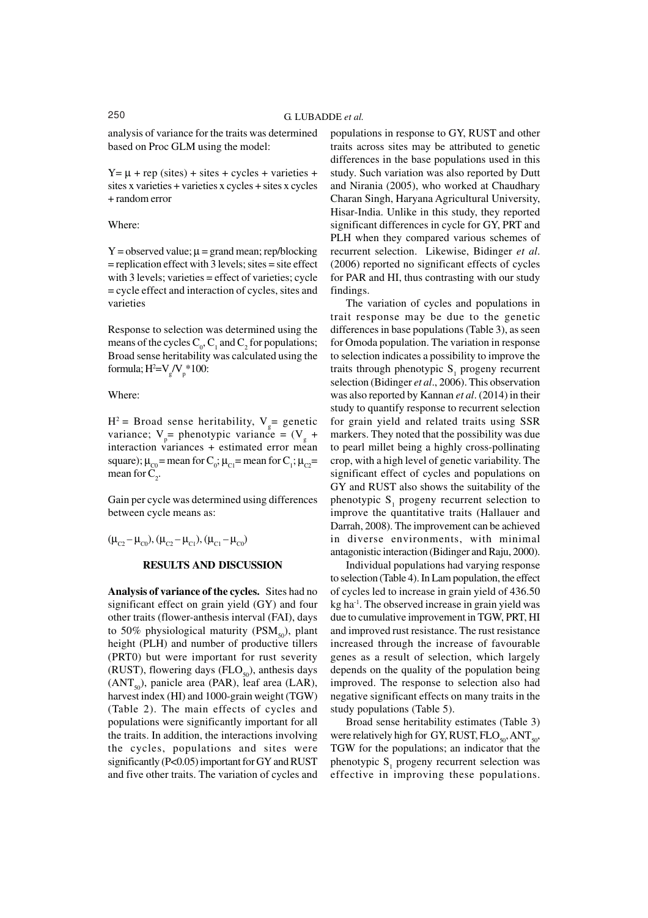analysis of variance for the traits was determined based on Proc GLM using the model:

Y= $\mu$ + rep (sites) + sites + cycles + varieties + sites x varieties + varieties x cycles + sites x cycles + random error

Where:

Y = observed value; $\mu$ = grand mean; rep/blocking = replication effect with 3 levels; sites = site effect with 3 levels; varieties = effect of varieties; cycle = cycle effect and interaction of cycles, sites and varieties

Response to selection was determined using the means of the cycles $C_0$, $C_1$ and $C_2$ for populations; Broad sense heritability was calculated using the formula; $H^2=V_g/V_p*100$:

Where:

$H^2$ = Broad sense heritability, $V_g$ = genetic variance; $V_p$ = phenotypic variance = ($V_g$ + interaction variances + estimated error mean square); $\mu_{C0}$ = mean for $C_0$; $\mu_{C1}$ = mean for $C_1$; $\mu_{C2}$ = mean for $C_2$.

Gain per cycle was determined using differences between cycle means as:

$(\mu_{C2} - \mu_{C0})$, $(\mu_{C2} - \mu_{C1})$, $(\mu_{C1} - \mu_{C0})$

## RESULTS AND DISCUSSION

**Analysis of variance of the cycles.** Sites had no significant effect on grain yield (GY) and four other traits (flower-anthesis interval (FAI), days to 50% physiological maturity ($PSM_{50}$), plant height (PLH) and number of productive tillers (PRT0) but were important for rust severity (RUST), flowering days ($FLO_{50}$), anthesis days ($ANT_{50}$), panicle area (PAR), leaf area (LAR), harvest index (HI) and 1000-grain weight (TGW) (Table 2). The main effects of cycles and populations were significantly important for all the traits. In addition, the interactions involving the cycles, populations and sites were significantly ($P<0.05$) important for GY and RUST and five other traits. The variation of cycles and populations in response to GY, RUST and other traits across sites may be attributed to genetic differences in the base populations used in this study. Such variation was also reported by Dutt and Nirania (2005), who worked at Chaudhary Charan Singh, Haryana Agricultural University, Hisar-India. Unlike in this study, they reported significant differences in cycle for GY, PRT and PLH when they compared various schemes of recurrent selection. Likewise, Bidinger *et al*. (2006) reported no significant effects of cycles for PAR and HI, thus contrasting with our study findings.

The variation of cycles and populations in trait response may be due to the genetic differences in base populations (Table 3), as seen for Omoda population. The variation in response to selection indicates a possibility to improve the traits through phenotypic $S_1$ progeny recurrent selection (Bidinger *et al*., 2006). This observation was also reported by Kannan *et al*. (2014) in their study to quantify response to recurrent selection for grain yield and related traits using SSR markers. They noted that the possibility was due to pearl millet being a highly cross-pollinating crop, with a high level of genetic variability. The significant effect of cycles and populations on GY and RUST also shows the suitability of the phenotypic $S_1$ progeny recurrent selection to improve the quantitative traits (Hallauer and Darrah, 2008). The improvement can be achieved in diverse environments, with minimal antagonistic interaction (Bidinger and Raju, 2000).

Individual populations had varying response to selection (Table 4). In Lam population, the effect of cycles led to increase in grain yield of 436.50 kg ha$^{-1}$. The observed increase in grain yield was due to cumulative improvement in TGW, PRT, HI and improved rust resistance. The rust resistance increased through the increase of favourable genes as a result of selection, which largely depends on the quality of the population being improved. The response to selection also had negative significant effects on many traits in the study populations (Table 5).

Broad sense heritability estimates (Table 3) were relatively high for GY, RUST, $FLO_{50}$, $ANT_{50}$, TGW for the populations; an indicator that the phenotypic $S_1$ progeny recurrent selection was effective in improving these populations.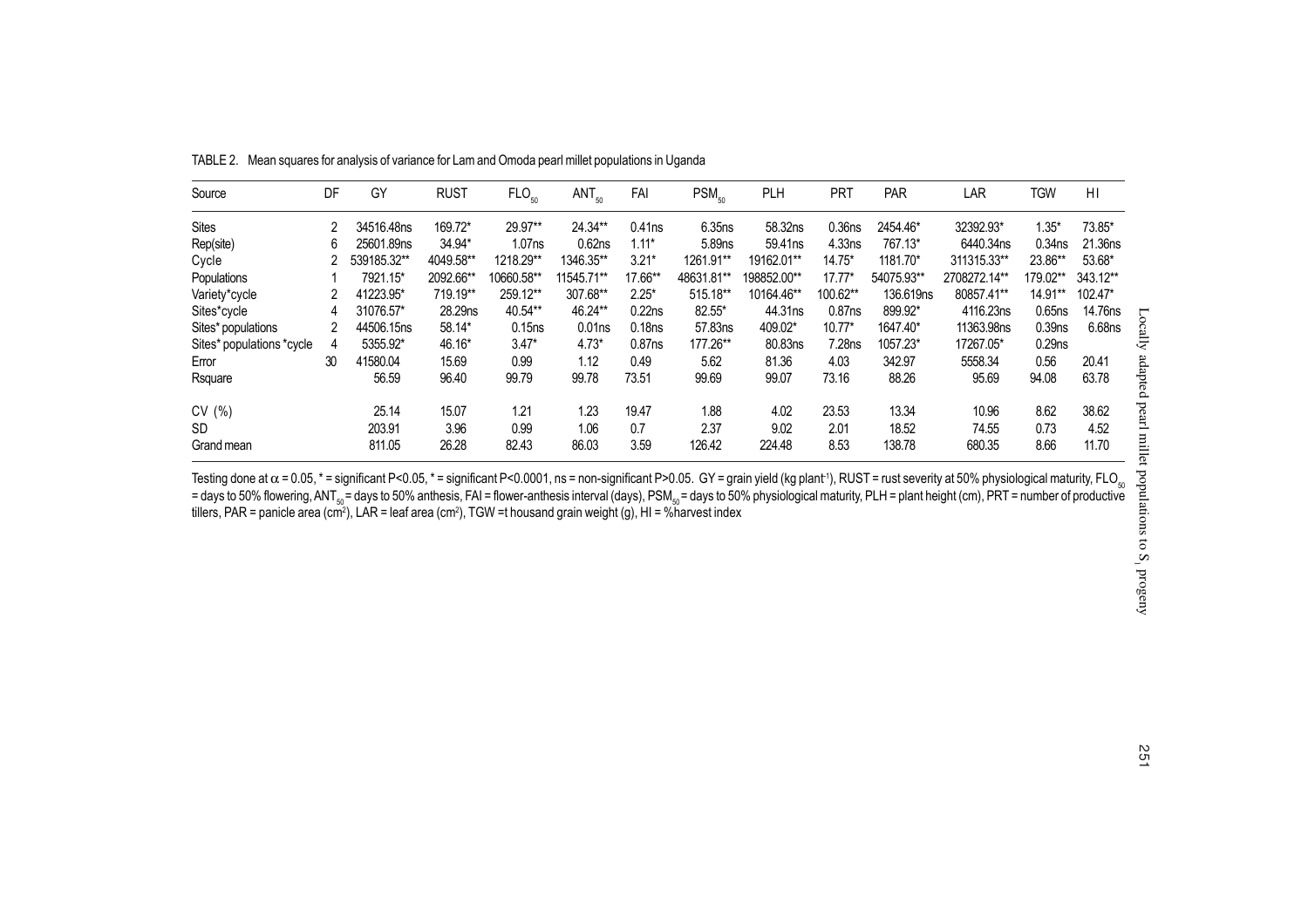TABLE 2. Mean squares for analysis of variance for Lam and Omoda pearl millet populations in Uganda

| Source | DF | GY | RUST | $FLO_{50}$ | $ANT_{50}$ | FAI | $PSM_{50}$ | PLH | PRT | PAR | LAR | TGW | HI |
|---|---|---|---|---|---|---|---|---|---|---|---|---|---|
| Sites | 2 | 34516.48ns | 169.72* | 29.97** | 24.34** | 0.41ns | 6.35ns | 58.32ns | 0.36ns | 2454.46* | 32392.93* | 1.35* | 73.85* |
| Rep(site) | 6 | 25601.89ns | 34.94* | 1.07ns | 0.62ns | 1.11* | 5.89ns | 59.41ns | 4.33ns | 767.13* | 6440.34ns | 0.34ns | 21.36ns |
| Cycle | 2 | 539185.32** | 4049.58** | 1218.29** | 1346.35** | 3.21* | 1261.91** | 19162.01** | 14.75* | 1181.70* | 311315.33** | 23.86** | 53.68* |
| Populations | 1 | 7921.15* | 2092.66** | 10660.58** | 11545.71** | 17.66** | 48631.81** | 198852.00** | 17.77* | 54075.93** | 2708272.14** | 179.02** | 343.12** |
| Variety*cycle | 2 | 41223.95* | 719.19** | 259.12** | 307.68** | 2.25* | 515.18** | 10164.46** | 100.62** | 136.619ns | 80857.41** | 14.91** | 102.47* |
| Sites*cycle | 4 | 31076.57* | 28.29ns | 40.54** | 46.24** | 0.22ns | 82.55* | 44.31ns | 0.87ns | 899.92* | 4116.23ns | 0.65ns | 14.76ns |
| Sites* populations | 2 | 44506.15ns | 58.14* | 0.15ns | 0.01ns | 0.18ns | 57.83ns | 409.02* | 10.77* | 1647.40* | 11363.98ns | 0.39ns | 6.68ns |
| Sites* populations *cycle | 4 | 5355.92* | 46.16* | 3.47* | 4.73* | 0.87ns | 177.26** | 80.83ns | 7.28ns | 1057.23* | 17267.05* | 0.29ns | |
| Error | 30 | 41580.04 | 15.69 | 0.99 | 1.12 | 0.49 | 5.62 | 81.36 | 4.03 | 342.97 | 5558.34 | 0.56 | 20.41 |
| Rsquare | | 56.59 | 96.40 | 99.79 | 99.78 | 73.51 | 99.69 | 99.07 | 73.16 | 88.26 | 95.69 | 94.08 | 63.78 |
| CV (%) | | 25.14 | 15.07 | 1.21 | 1.23 | 19.47 | 1.88 | 4.02 | 23.53 | 13.34 | 10.96 | 8.62 | 38.62 |
| SD | | 203.91 | 3.96 | 0.99 | 1.06 | 0.7 | 2.37 | 9.02 | 2.01 | 18.52 | 74.55 | 0.73 | 4.52 |
| Grand mean | | 811.05 | 26.28 | 82.43 | 86.03 | 3.59 | 126.42 | 224.48 | 8.53 | 138.78 | 680.35 | 8.66 | 11.70 |

Testing done at $\alpha$ = 0.05, * = significant P<0.05, * = significant P<0.0001, ns = non-significant P>0.05. GY = grain yield (kg plant$^{-1}$), RUST = rust severity at 50% physiological maturity, $FLO_{50}$ = days to 50% flowering, $ANT_{50}$ = days to 50% anthesis, FAI = flower-anthesis interval (days), $PSM_{50}$ = days to 50% physiological maturity, PLH = plant height (cm), PRT = number of productive tillers, PAR = panicle area (cm$^2$), LAR = leaf area (cm$^2$), TGW =t housand grain weight (g), HI = %harvest index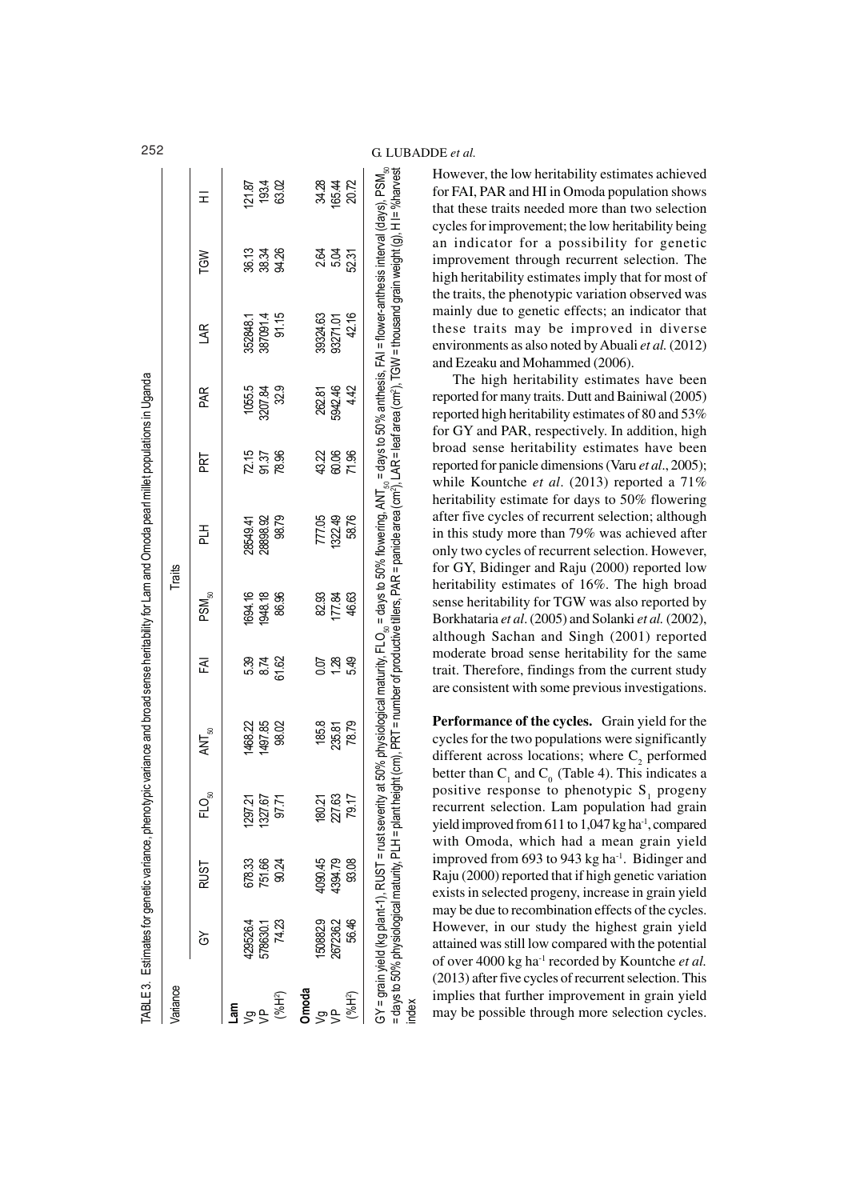TABLE 3. Estimates for genetic variance, phenotypic variance and broad sense heritability for Lam and Omoda pearl millet populations in Uganda

| Variance | Traits | | | | | | | | | | | |
|---|---|---|---|---|---|---|---|---|---|---|---|---|
| | GY | RUST | $FLO_{50}$ | $ANT_{50}$ | FAI | $PSM_{50}$ | PLH | PRT | PAR | LAR | TGW | HI |
| **Lam** | | | | | | | | | | | | |
| Vg | 429526.4 | 678.33 | 1297.21 | 1468.22 | 5.39 | 1694.16 | 28549.41 | 72.15 | 1055.5 | 352848.1 | 36.13 | 121.87 |
| VP | 578630.1 | 751.66 | 1327.67 | 1497.85 | 8.74 | 1948.18 | 28898.92 | 91.37 | 3207.84 | 387091.4 | 38.34 | 193.4 |
| (%H²) | 74.23 | 90.24 | 97.71 | 98.02 | 61.62 | 86.96 | 98.79 | 78.96 | 32.9 | 91.15 | 94.26 | 63.02 |
| **Omoda** | | | | | | | | | | | | |
| Vg | 150882.9 | 4090.45 | 180.21 | 185.8 | 0.07 | 82.93 | 777.05 | 43.22 | 262.81 | 39324.63 | 2.64 | 34.28 |
| VP | 267236.2 | 4394.79 | 227.63 | 235.81 | 1.28 | 177.84 | 1322.49 | 60.06 | 5942.46 | 93271.01 | 5.04 | 165.44 |
| (%H²) | 56.46 | 93.08 | 79.17 | 78.79 | 5.49 | 46.63 | 58.76 | 71.96 | 4.42 | 42.16 | 52.31 | 20.72 |

GY = grain yield (kg plant-1), RUST = rust severity at 50% physiological maturity, $FLO_{50}$ = days to 50% flowering, $ANT_{50}$ = days to 50% anthesis, FAI = flower-anthesis interval (days), $PSM_{50}$ = days to 50% physiological maturity, PLH = plant height (cm), PRT = number of productive tillers, PAR = panicle area (cm²), LAR = leaf area (cm²), TGW = thousand grain weight (g), HI = %harvest index

However, the low heritability estimates achieved for FAI, PAR and HI in Omoda population shows that these traits needed more than two selection cycles for improvement; the low heritability being an indicator for a possibility for genetic improvement through recurrent selection. The high heritability estimates imply that for most of the traits, the phenotypic variation observed was mainly due to genetic effects; an indicator that these traits may be improved in diverse environments as also noted by Abuali *et al.* (2012) and Ezeaku and Mohammed (2006).

The high heritability estimates have been reported for many traits. Dutt and Bainiwal (2005) reported high heritability estimates of 80 and 53% for GY and PAR, respectively. In addition, high broad sense heritability estimates have been reported for panicle dimensions (Varu *et al*., 2005); while Kountche *et al*. (2013) reported a 71% heritability estimate for days to 50% flowering after five cycles of recurrent selection; although in this study more than 79% was achieved after only two cycles of recurrent selection. However, for GY, Bidinger and Raju (2000) reported low heritability estimates of 16%. The high broad sense heritability for TGW was also reported by Borkhataria *et al*. (2005) and Solanki *et al.* (2002), although Sachan and Singh (2001) reported moderate broad sense heritability for the same trait. Therefore, findings from the current study are consistent with some previous investigations.

**Performance of the cycles.** Grain yield for the cycles for the two populations were significantly different across locations; where $C_2$ performed better than $C_1$ and $C_0$ (Table 4). This indicates a positive response to phenotypic $S_1$ progeny recurrent selection. Lam population had grain yield improved from 611 to 1,047 kg ha⁻¹, compared with Omoda, which had a mean grain yield improved from 693 to 943 kg ha⁻¹. Bidinger and Raju (2000) reported that if high genetic variation exists in selected progeny, increase in grain yield may be due to recombination effects of the cycles. However, in our study the highest grain yield attained was still low compared with the potential of over 4000 kg ha⁻¹ recorded by Kountche *et al.* (2013) after five cycles of recurrent selection. This implies that further improvement in grain yield may be possible through more selection cycles.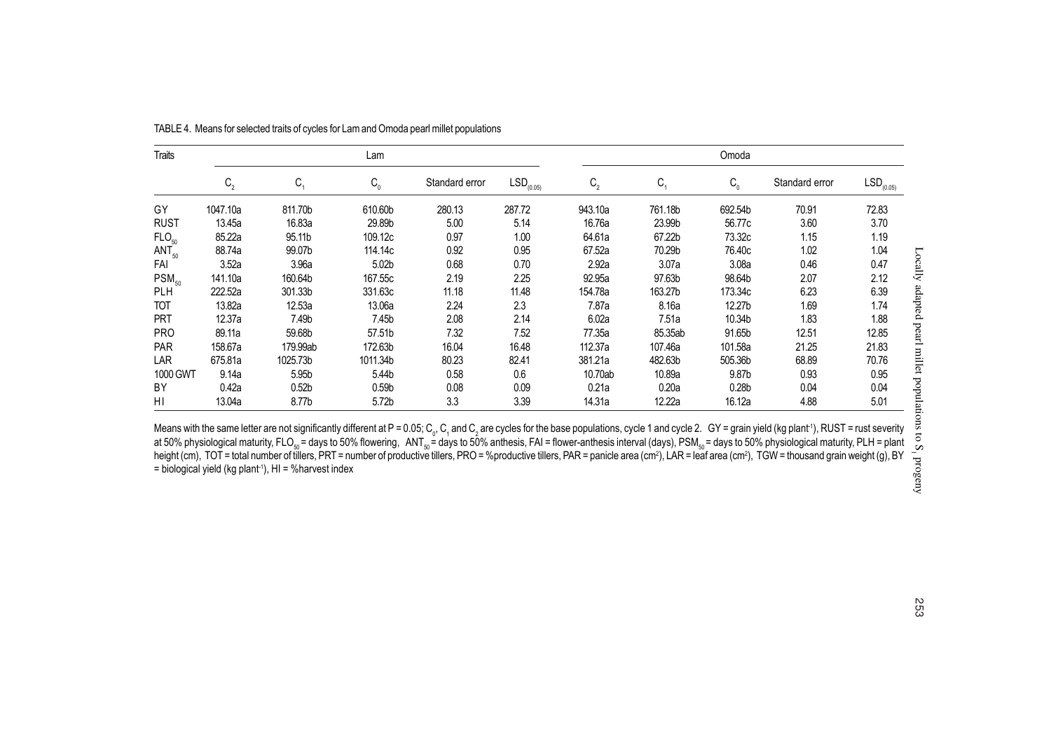TABLE 4. Means for selected traits of cycles for Lam and Omoda pearl millet populations

| Traits | Lam | | | | | Omoda | | | | |
|---|---|---|---|---|---|---|---|---|---|---|
| | $C_2$ | $C_1$ | $C_0$ | Standard error | $LSD_{(0.05)}$ | $C_2$ | $C_1$ | $C_0$ | Standard error | $LSD_{(0.05)}$ |
| GY | 1047.10a | 811.70b | 610.60b | 280.13 | 287.72 | 943.10a | 761.18b | 692.54b | 70.91 | 72.83 |
| RUST | 13.45a | 16.83a | 29.89b | 5.00 | 5.14 | 16.76a | 23.99b | 56.77c | 3.60 | 3.70 |
| $FLO_{50}$ | 85.22a | 95.11b | 109.12c | 0.97 | 1.00 | 64.61a | 67.22b | 73.32c | 1.15 | 1.19 |
| $ANT_{50}$ | 88.74a | 99.07b | 114.14c | 0.92 | 0.95 | 67.52a | 70.29b | 76.40c | 1.02 | 1.04 |
| FAI | 3.52a | 3.96a | 5.02b | 0.68 | 0.70 | 2.92a | 3.07a | 3.08a | 0.46 | 0.47 |
| $PSM_{50}$ | 141.10a | 160.64b | 167.55c | 2.19 | 2.25 | 92.95a | 97.63b | 98.64b | 2.07 | 2.12 |
| PLH | 222.52a | 301.33b | 331.63c | 11.18 | 11.48 | 154.78a | 163.27b | 173.34c | 6.23 | 6.39 |
| TOT | 13.82a | 12.53a | 13.06a | 2.24 | 2.3 | 7.87a | 8.16a | 12.27b | 1.69 | 1.74 |
| PRT | 12.37a | 7.49b | 7.45b | 2.08 | 2.14 | 6.02a | 7.51a | 10.34b | 1.83 | 1.88 |
| PRO | 89.11a | 59.68b | 57.51b | 7.32 | 7.52 | 77.35a | 85.35ab | 91.65b | 12.51 | 12.85 |
| PAR | 158.67a | 179.99ab | 172.63b | 16.04 | 16.48 | 112.37a | 107.46a | 101.58a | 21.25 | 21.83 |
| LAR | 675.81a | 1025.73b | 1011.34b | 80.23 | 82.41 | 381.21a | 482.63b | 505.36b | 68.89 | 70.76 |
| 1000 GWT | 9.14a | 5.95b | 5.44b | 0.58 | 0.6 | 10.70ab | 10.89a | 9.87b | 0.93 | 0.95 |
| BY | 0.42a | 0.52b | 0.59b | 0.08 | 0.09 | 0.21a | 0.20a | 0.28b | 0.04 | 0.04 |
| HI | 13.04a | 8.77b | 5.72b | 3.3 | 3.39 | 14.31a | 12.22a | 16.12a | 4.88 | 5.01 |

Means with the same letter are not significantly different at P = 0.05; $C_0$, $C_1$ and $C_2$ are cycles for the base populations, cycle 1 and cycle 2. GY = grain yield (kg plant$^{-1}$), RUST = rust severity at 50% physiological maturity, $FLO_{50}$ = days to 50% flowering, $ANT_{50}$ = days to 50% anthesis, FAI = flower-anthesis interval (days), $PSM_{50}$ = days to 50% physiological maturity, PLH = plant height (cm), TOT = total number of tillers, PRT = number of productive tillers, PRO = %productive tillers, PAR = panicle area (cm$^2$), LAR = leaf area (cm$^2$), TGW = thousand grain weight (g), BY = biological yield (kg plant$^{-1}$), HI = %harvest index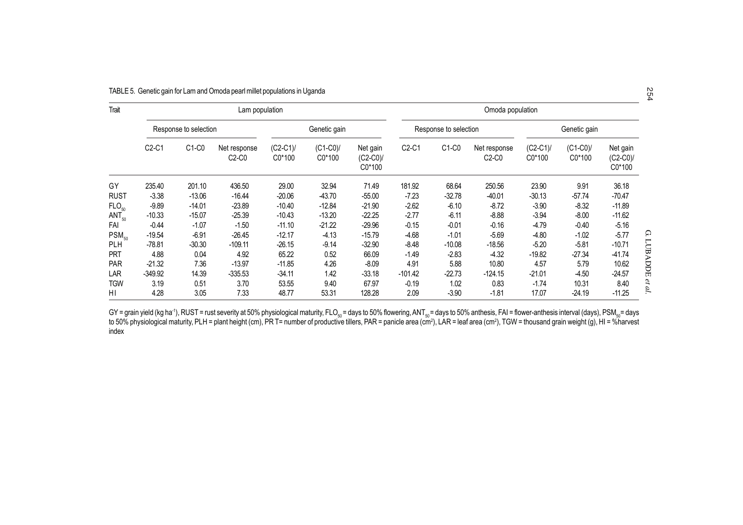TABLE 5. Genetic gain for Lam and Omoda pearl millet populations in Uganda

| Trait | Lam population | | | | | | Omoda population | | | | | |
|---|---|---|---|---|---|---|---|---|---|---|---|---|
| | Response to selection | | | Genetic gain | | | Response to selection | | | Genetic gain | | |
| | C2-C1 | C1-C0 | Net response C2-C0 | (C2-C1)/ C0*100 | (C1-C0)/ C0*100 | Net gain (C2-C0)/ C0*100 | C2-C1 | C1-C0 | Net response C2-C0 | (C2-C1)/ C0*100 | (C1-C0)/ C0*100 | Net gain (C2-C0)/ C0*100 |
| GY | 235.40 | 201.10 | 436.50 | 29.00 | 32.94 | 71.49 | 181.92 | 68.64 | 250.56 | 23.90 | 9.91 | 36.18 |
| RUST | -3.38 | -13.06 | -16.44 | -20.06 | -43.70 | -55.00 | -7.23 | -32.78 | -40.01 | -30.13 | -57.74 | -70.47 |
| $FLO_{50}$ | -9.89 | -14.01 | -23.89 | -10.40 | -12.84 | -21.90 | -2.62 | -6.10 | -8.72 | -3.90 | -8.32 | -11.89 |
| $ANT_{50}$ | -10.33 | -15.07 | -25.39 | -10.43 | -13.20 | -22.25 | -2.77 | -6.11 | -8.88 | -3.94 | -8.00 | -11.62 |
| FAI | -0.44 | -1.07 | -1.50 | -11.10 | -21.22 | -29.96 | -0.15 | -0.01 | -0.16 | -4.79 | -0.40 | -5.16 |
| $PSM_{50}$ | -19.54 | -6.91 | -26.45 | -12.17 | -4.13 | -15.79 | -4.68 | -1.01 | -5.69 | -4.80 | -1.02 | -5.77 |
| PLH | -78.81 | -30.30 | -109.11 | -26.15 | -9.14 | -32.90 | -8.48 | -10.08 | -18.56 | -5.20 | -5.81 | -10.71 |
| PRT | 4.88 | 0.04 | 4.92 | 65.22 | 0.52 | 66.09 | -1.49 | -2.83 | -4.32 | -19.82 | -27.34 | -41.74 |
| PAR | -21.32 | 7.36 | -13.97 | -11.85 | 4.26 | -8.09 | 4.91 | 5.88 | 10.80 | 4.57 | 5.79 | 10.62 |
| LAR | -349.92 | 14.39 | -335.53 | -34.11 | 1.42 | -33.18 | -101.42 | -22.73 | -124.15 | -21.01 | -4.50 | -24.57 |
| TGW | 3.19 | 0.51 | 3.70 | 53.55 | 9.40 | 67.97 | -0.19 | 1.02 | 0.83 | -1.74 | 10.31 | 8.40 |
| HI | 4.28 | 3.05 | 7.33 | 48.77 | 53.31 | 128.28 | 2.09 | -3.90 | -1.81 | 17.07 | -24.19 | -11.25 |

GY = grain yield (kg $ha^{-1}$), RUST = rust severity at 50% physiological maturity, $FLO_{50}$ = days to 50% flowering, $ANT_{50}$ = days to 50% anthesis, FAI = flower-anthesis interval (days), $PSM_{50}$ = days to 50% physiological maturity, PLH = plant height (cm), PR T= number of productive tillers, PAR = panicle area ($cm^2$), LAR = leaf area ($cm^2$), TGW = thousand grain weight (g), HI = %harvest index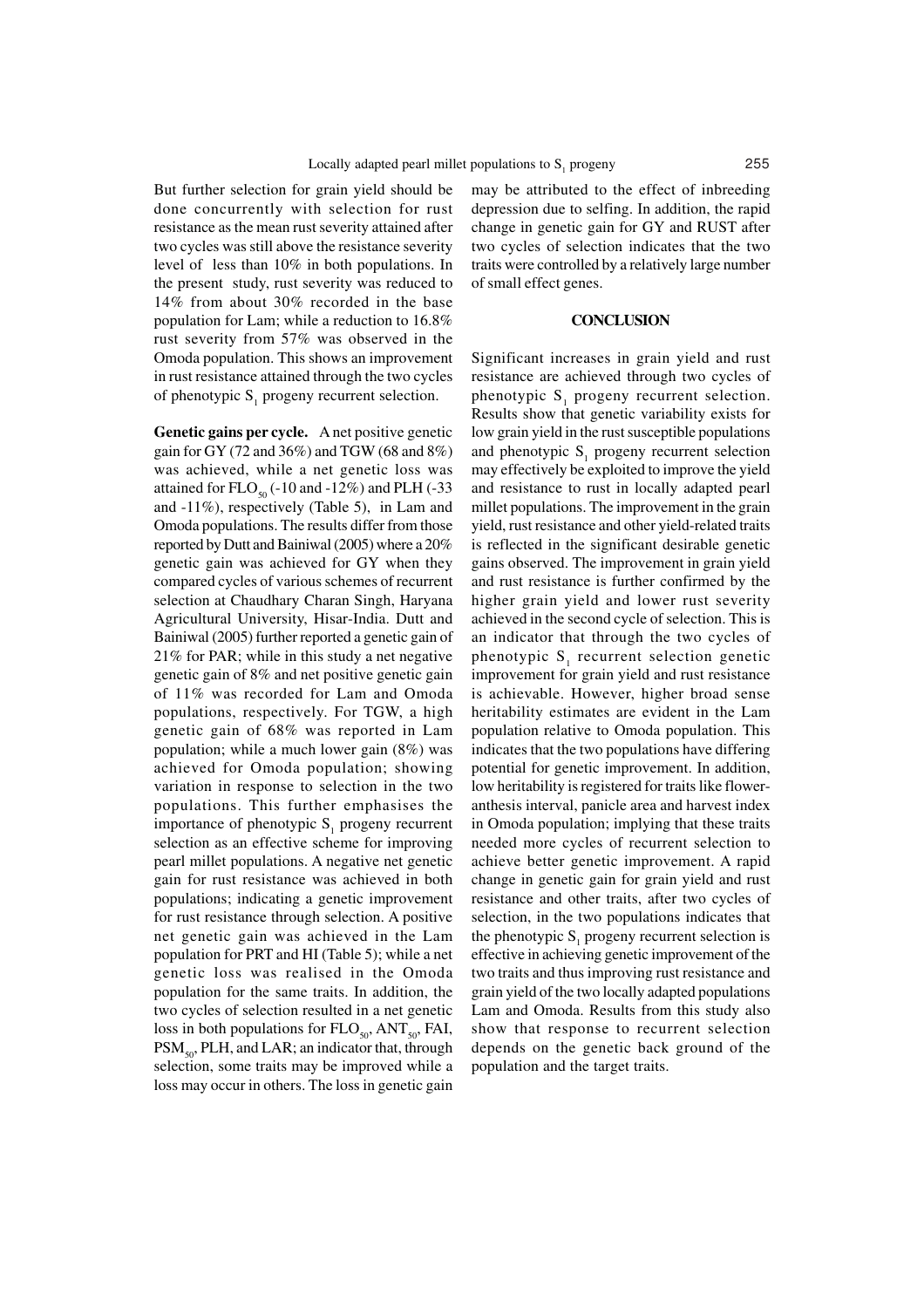But further selection for grain yield should be done concurrently with selection for rust resistance as the mean rust severity attained after two cycles was still above the resistance severity level of less than 10% in both populations. In the present study, rust severity was reduced to 14% from about 30% recorded in the base population for Lam; while a reduction to 16.8% rust severity from 57% was observed in the Omoda population. This shows an improvement in rust resistance attained through the two cycles of phenotypic $S_1$ progeny recurrent selection.

**Genetic gains per cycle.** A net positive genetic gain for GY (72 and 36%) and TGW (68 and 8%) was achieved, while a net genetic loss was attained for $FLO_{50}$ (-10 and -12%) and PLH (-33 and -11%), respectively (Table 5), in Lam and Omoda populations. The results differ from those reported by Dutt and Bainiwal (2005) where a 20% genetic gain was achieved for GY when they compared cycles of various schemes of recurrent selection at Chaudhary Charan Singh, Haryana Agricultural University, Hisar-India. Dutt and Bainiwal (2005) further reported a genetic gain of 21% for PAR; while in this study a net negative genetic gain of 8% and net positive genetic gain of 11% was recorded for Lam and Omoda populations, respectively. For TGW, a high genetic gain of 68% was reported in Lam population; while a much lower gain (8%) was achieved for Omoda population; showing variation in response to selection in the two populations. This further emphasises the importance of phenotypic $S_1$ progeny recurrent selection as an effective scheme for improving pearl millet populations. A negative net genetic gain for rust resistance was achieved in both populations; indicating a genetic improvement for rust resistance through selection. A positive net genetic gain was achieved in the Lam population for PRT and HI (Table 5); while a net genetic loss was realised in the Omoda population for the same traits. In addition, the two cycles of selection resulted in a net genetic loss in both populations for $FLO_{50}$, $ANT_{50}$, FAI, $PSM_{50}$, PLH, and LAR; an indicator that, through selection, some traits may be improved while a loss may occur in others. The loss in genetic gain may be attributed to the effect of inbreeding depression due to selfing. In addition, the rapid change in genetic gain for GY and RUST after two cycles of selection indicates that the two traits were controlled by a relatively large number of small effect genes.

## CONCLUSION

Significant increases in grain yield and rust resistance are achieved through two cycles of phenotypic $S_1$ progeny recurrent selection. Results show that genetic variability exists for low grain yield in the rust susceptible populations and phenotypic $S_1$ progeny recurrent selection may effectively be exploited to improve the yield and resistance to rust in locally adapted pearl millet populations. The improvement in the grain yield, rust resistance and other yield-related traits is reflected in the significant desirable genetic gains observed. The improvement in grain yield and rust resistance is further confirmed by the higher grain yield and lower rust severity achieved in the second cycle of selection. This is an indicator that through the two cycles of phenotypic $S_1$ recurrent selection genetic improvement for grain yield and rust resistance is achievable. However, higher broad sense heritability estimates are evident in the Lam population relative to Omoda population. This indicates that the two populations have differing potential for genetic improvement. In addition, low heritability is registered for traits like flower-anthesis interval, panicle area and harvest index in Omoda population; implying that these traits needed more cycles of recurrent selection to achieve better genetic improvement. A rapid change in genetic gain for grain yield and rust resistance and other traits, after two cycles of selection, in the two populations indicates that the phenotypic $S_1$ progeny recurrent selection is effective in achieving genetic improvement of the two traits and thus improving rust resistance and grain yield of the two locally adapted populations Lam and Omoda. Results from this study also show that response to recurrent selection depends on the genetic back ground of the population and the target traits.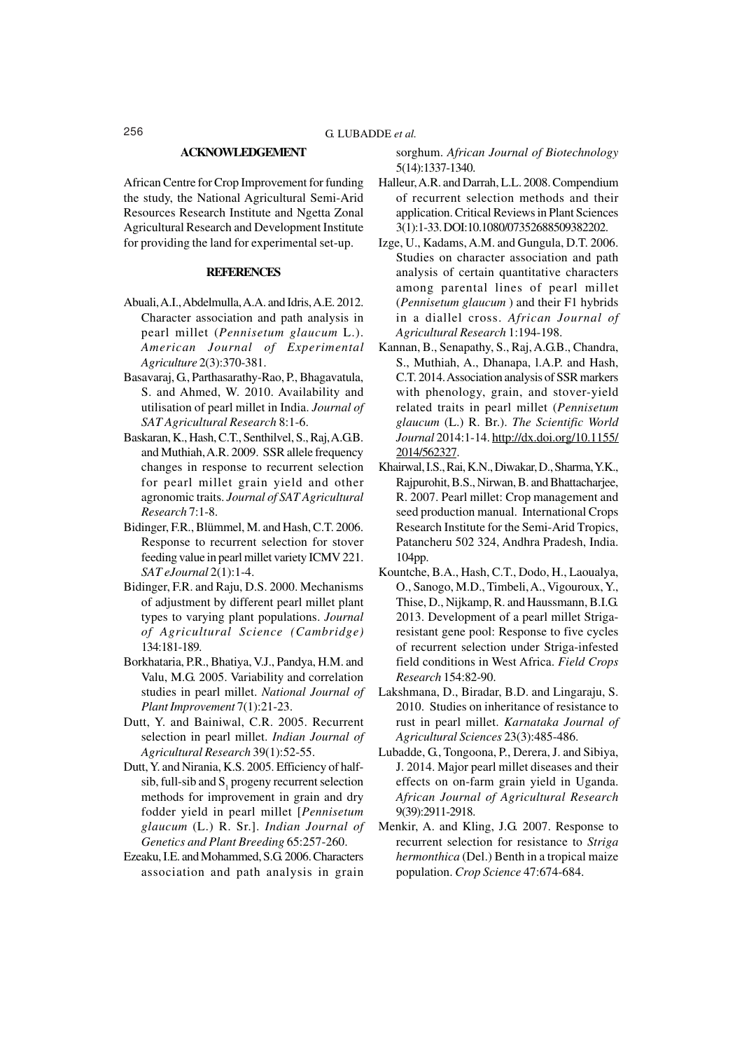## ACKNOWLEDGEMENT

African Centre for Crop Improvement for funding the study, the National Agricultural Semi-Arid Resources Research Institute and Ngetta Zonal Agricultural Research and Development Institute for providing the land for experimental set-up.

## REFERENCES

Abuali, A.I., Abdelmulla, A.A. and Idris, A.E. 2012. Character association and path analysis in pearl millet (*Pennisetum glaucum* L.). *American Journal of Experimental Agriculture* 2(3):370-381.

Basavaraj, G., Parthasarathy-Rao, P., Bhagavatula, S. and Ahmed, W. 2010. Availability and utilisation of pearl millet in India. *Journal of SAT Agricultural Research* 8:1-6.

Baskaran, K., Hash, C.T., Senthilvel, S., Raj, A.G.B. and Muthiah, A.R. 2009. SSR allele frequency changes in response to recurrent selection for pearl millet grain yield and other agronomic traits. *Journal of SAT Agricultural Research* 7:1-8.

Bidinger, F.R., Blümmel, M. and Hash, C.T. 2006. Response to recurrent selection for stover feeding value in pearl millet variety ICMV 221. *SAT eJournal* 2(1):1-4.

Bidinger, F.R. and Raju, D.S. 2000. Mechanisms of adjustment by different pearl millet plant types to varying plant populations. *Journal of Agricultural Science (Cambridge)* 134:181-189.

Borkhataria, P.R., Bhatiya, V.J., Pandya, H.M. and Valu, M.G. 2005. Variability and correlation studies in pearl millet. *National Journal of Plant Improvement* 7(1):21-23.

Dutt, Y. and Bainiwal, C.R. 2005. Recurrent selection in pearl millet. *Indian Journal of Agricultural Research* 39(1):52-55.

Dutt, Y. and Nirania, K.S. 2005. Efficiency of half-sib, full-sib and $S_1$ progeny recurrent selection methods for improvement in grain and dry fodder yield in pearl millet [*Pennisetum glaucum* (L.) R. Sr.]. *Indian Journal of Genetics and Plant Breeding* 65:257-260.

Ezeaku, I.E. and Mohammed, S.G. 2006. Characters association and path analysis in grain sorghum. *African Journal of Biotechnology* 5(14):1337-1340.

Halleur, A.R. and Darrah, L.L. 2008. Compendium of recurrent selection methods and their application. Critical Reviews in Plant Sciences 3(1):1-33. DOI:10.1080/07352688509382202.

Izge, U., Kadams, A.M. and Gungula, D.T. 2006. Studies on character association and path analysis of certain quantitative characters among parental lines of pearl millet (*Pennisetum glaucum* ) and their F1 hybrids in a diallel cross. *African Journal of Agricultural Research* 1:194-198.

Kannan, B., Senapathy, S., Raj, A.G.B., Chandra, S., Muthiah, A., Dhanapa, l.A.P. and Hash, C.T. 2014. Association analysis of SSR markers with phenology, grain, and stover-yield related traits in pearl millet (*Pennisetum glaucum* (L.) R. Br.). *The Scientific World Journal* 2014:1-14. http://dx.doi.org/10.1155/2014/562327.

Khairwal, I.S., Rai, K.N., Diwakar, D., Sharma, Y.K., Rajpurohit, B.S., Nirwan, B. and Bhattacharjee, R. 2007. Pearl millet: Crop management and seed production manual. International Crops Research Institute for the Semi-Arid Tropics, Patancheru 502 324, Andhra Pradesh, India. 104pp.

Kountche, B.A., Hash, C.T., Dodo, H., Laoualya, O., Sanogo, M.D., Timbeli, A., Vigouroux, Y., Thise, D., Nijkamp, R. and Haussmann, B.I.G. 2013. Development of a pearl millet Striga-resistant gene pool: Response to five cycles of recurrent selection under Striga-infested field conditions in West Africa. *Field Crops Research* 154:82-90.

Lakshmana, D., Biradar, B.D. and Lingaraju, S. 2010. Studies on inheritance of resistance to rust in pearl millet. *Karnataka Journal of Agricultural Sciences* 23(3):485-486.

Lubadde, G., Tongoona, P., Derera, J. and Sibiya, J. 2014. Major pearl millet diseases and their effects on on-farm grain yield in Uganda. *African Journal of Agricultural Research* 9(39):2911-2918.

Menkir, A. and Kling, J.G. 2007. Response to recurrent selection for resistance to *Striga hermonthica* (Del.) Benth in a tropical maize population. *Crop Science* 47:674-684.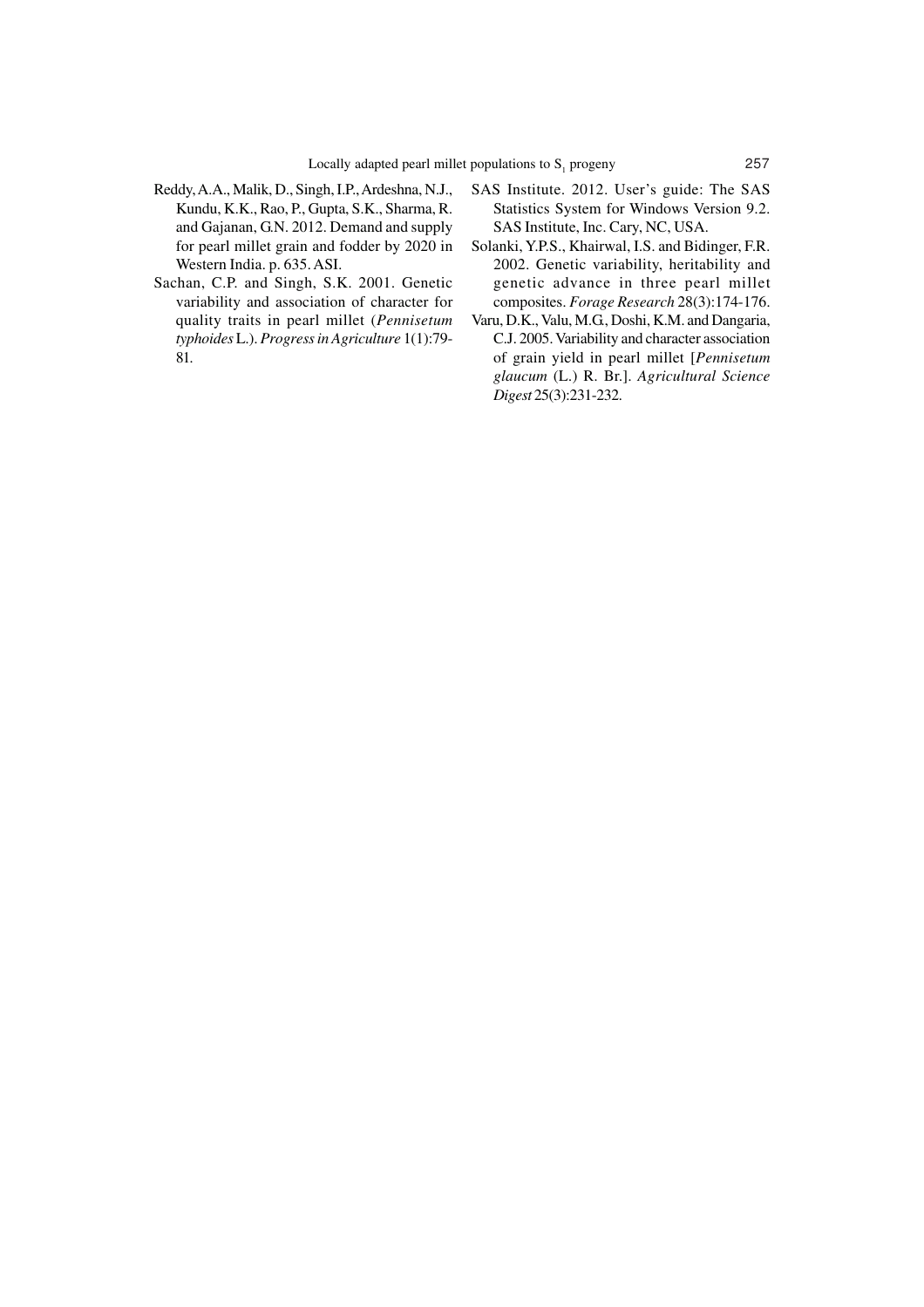Reddy, A.A., Malik, D., Singh, I.P., Ardeshna, N.J., Kundu, K.K., Rao, P., Gupta, S.K., Sharma, R. and Gajanan, G.N. 2012. Demand and supply for pearl millet grain and fodder by 2020 in Western India. p. 635. ASI.

Sachan, C.P. and Singh, S.K. 2001. Genetic variability and association of character for quality traits in pearl millet (*Pennisetum typhoides* L.). *Progress in Agriculture* 1(1):79-81.

SAS Institute. 2012. User's guide: The SAS Statistics System for Windows Version 9.2. SAS Institute, Inc. Cary, NC, USA.

Solanki, Y.P.S., Khairwal, I.S. and Bidinger, F.R. 2002. Genetic variability, heritability and genetic advance in three pearl millet composites. *Forage Research* 28(3):174-176.

Varu, D.K., Valu, M.G., Doshi, K.M. and Dangaria, C.J. 2005. Variability and character association of grain yield in pearl millet [*Pennisetum glaucum* (L.) R. Br.]. *Agricultural Science Digest* 25(3):231-232.